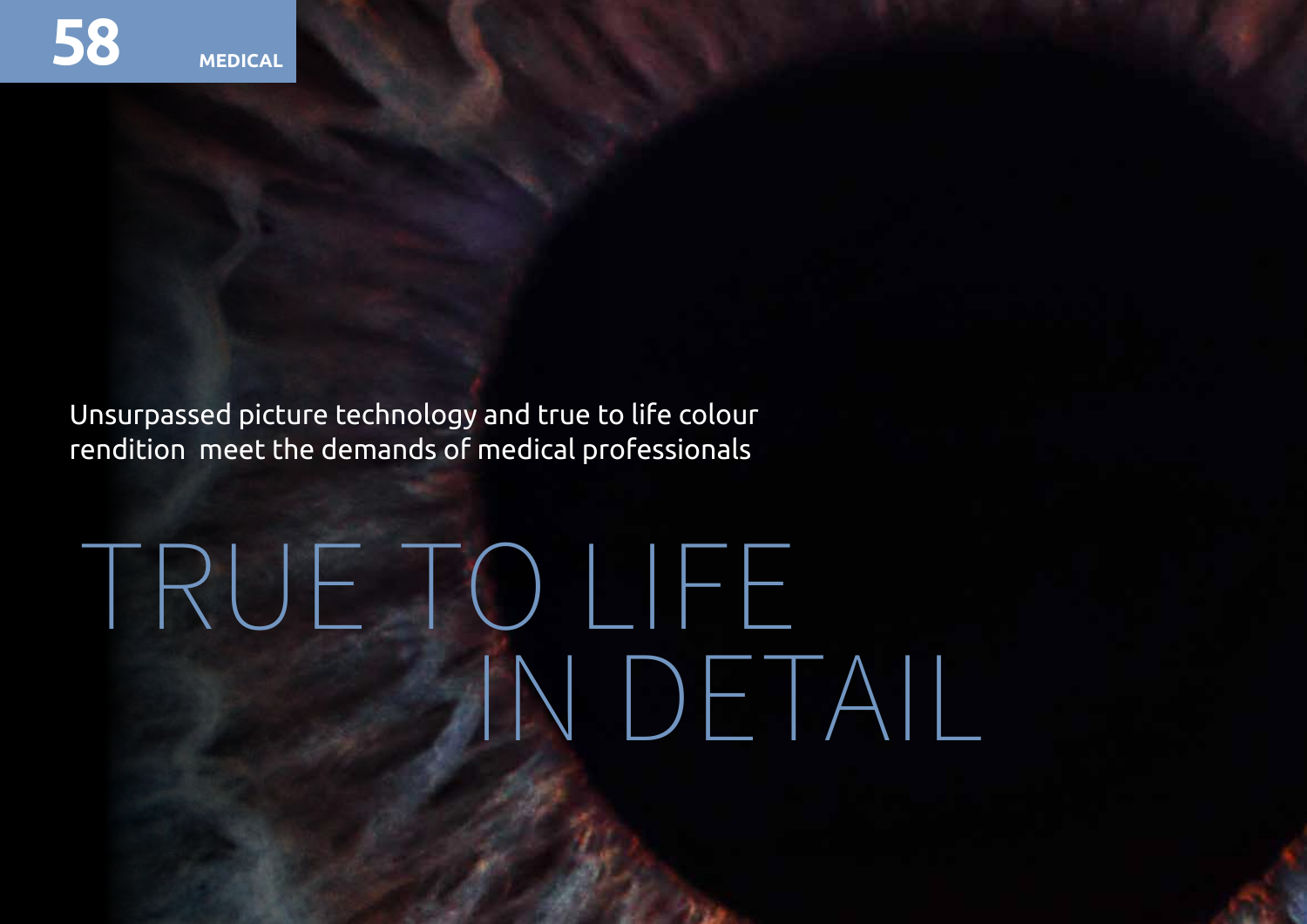Unsurpassed picture technology and true to life colour rendition  meet the demands of medical professionals

# TRUE TO LIFE IN DETAIL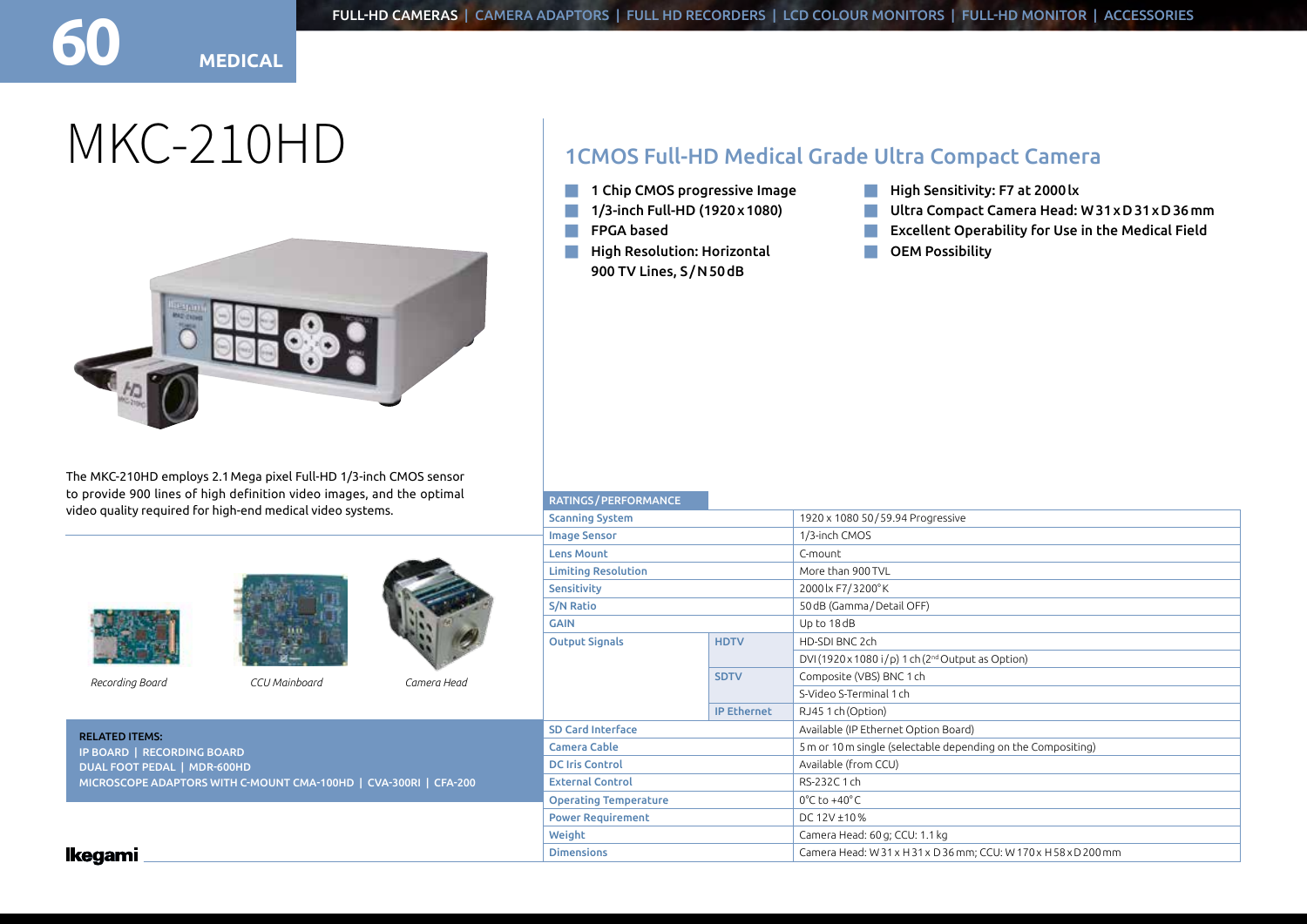# MKC-210HD

## 1CMOS Full-HD Medical Grade Ultra Compact Camera

- 1 Chip CMOS progressive Image
- 1/3-inch Full-HD (1920 x 1080)
- FPGA based
- High Resolution: Horizontal 900 TV Lines, S/N 50 dB
- High Sensitivity: F7 at 2000 lx
- Ultra Compact Camera Head: W 31 x D 31 x D 36 mm
- Excellent Operability for Use in the Medical Field
- OEM Possibility

The MKC-210HD employs 2.1 Mega pixel Full-HD 1/3-inch CMOS sensor to provide 900 lines of high definition video images, and the optimal video quality required for high-end medical video systems.

*Recording Board* *CCU Mainboard* *Camera Head*

**RELATED ITEMS:**
IP BOARD | RECORDING BOARD
DUAL FOOT PEDAL | MDR-600HD
MICROSCOPE ADAPTORS WITH C-MOUNT CMA-100HD | CVA-300RI | CFA-200

| RATINGS/PERFORMANCE | | |
|---|---|---|
| Scanning System | | 1920 x 1080 50/59.94 Progressive |
| Image Sensor | | 1/3-inch CMOS |
| Lens Mount | | C-mount |
| Limiting Resolution | | More than 900 TVL |
| Sensitivity | | 2000 lx F7/3200°K |
| S/N Ratio | | 50 dB (Gamma/Detail OFF) |
| GAIN | | Up to 18 dB |
| Output Signals | HDTV | HD-SDI BNC 2ch |
| | | DVI (1920 x 1080 i/p) 1 ch (2nd Output as Option) |
| | SDTV | Composite (VBS) BNC 1 ch |
| | | S-Video S-Terminal 1 ch |
| | IP Ethernet | RJ45 1 ch (Option) |
| SD Card Interface | | Available (IP Ethernet Option Board) |
| Camera Cable | | 5 m or 10 m single (selectable depending on the Compositing) |
| DC Iris Control | | Available (from CCU) |
| External Control | | RS-232C 1 ch |
| Operating Temperature | | 0°C to +40°C |
| Power Requirement | | DC 12V ±10% |
| Weight | | Camera Head: 60 g; CCU: 1.1 kg |
| Dimensions | | Camera Head: W 31 x H 31 x D 36 mm; CCU: W 170 x H 58 x D 200 mm |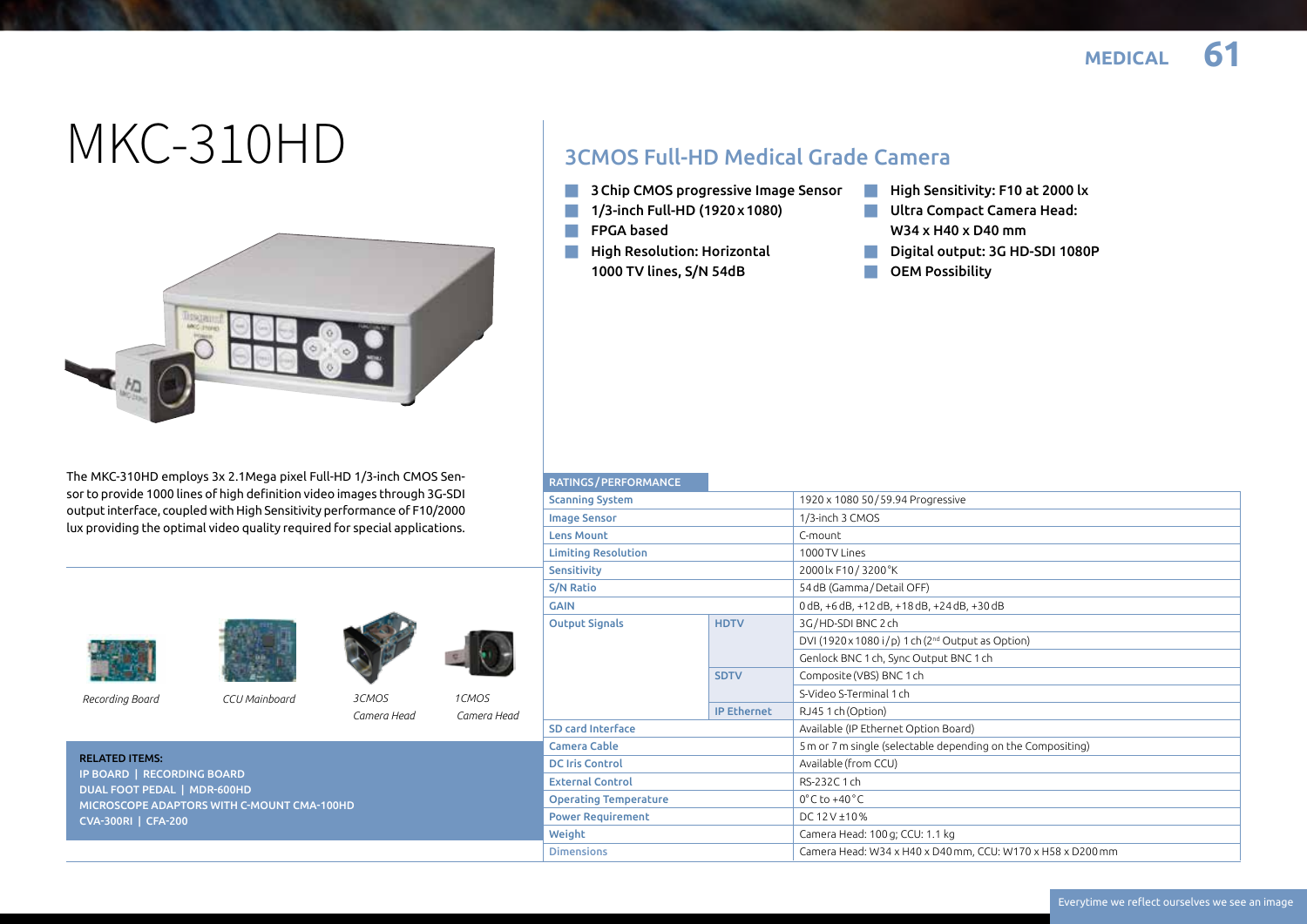# MKC-310HD

## 3CMOS Full-HD Medical Grade Camera

- 3 Chip CMOS progressive Image Sensor
- 1/3-inch Full-HD (1920 x 1080)
- FPGA based
- High Resolution: Horizontal 1000 TV lines, S/N 54dB
- High Sensitivity: F10 at 2000 lx
- Ultra Compact Camera Head: W34 x H40 x D40 mm
- Digital output: 3G HD-SDI 1080P
- OEM Possibility

The MKC-310HD employs 3x 2.1Mega pixel Full-HD 1/3-inch CMOS Sensor to provide 1000 lines of high definition video images through 3G-SDI output interface, coupled with High Sensitivity performance of F10/2000 lux providing the optimal video quality required for special applications.

*Recording Board* *CCU Mainboard* *3CMOS Camera Head* *1CMOS Camera Head*

**RELATED ITEMS:**
IP BOARD | RECORDING BOARD
DUAL FOOT PEDAL | MDR-600HD
MICROSCOPE ADAPTORS WITH C-MOUNT CMA-100HD
CVA-300RI | CFA-200

| RATINGS / PERFORMANCE | | |
|---|---|---|
| Scanning System | | 1920 x 1080 50/59.94 Progressive |
| Image Sensor | | 1/3-inch 3 CMOS |
| Lens Mount | | C-mount |
| Limiting Resolution | | 1000 TV Lines |
| Sensitivity | | 2000 lx F10 / 3200 °K |
| S/N Ratio | | 54 dB (Gamma / Detail OFF) |
| GAIN | | 0 dB, +6 dB, +12 dB, +18 dB, +24 dB, +30 dB |
| Output Signals | HDTV | 3G/HD-SDI BNC 2 ch |
| | | DVI (1920 x 1080 i/p) 1 ch (2nd Output as Option) |
| | | Genlock BNC 1 ch, Sync Output BNC 1 ch |
| | SDTV | Composite (VBS) BNC 1 ch |
| | | S-Video S-Terminal 1 ch |
| | IP Ethernet | RJ45 1 ch (Option) |
| SD card Interface | | Available (IP Ethernet Option Board) |
| Camera Cable | | 5 m or 7 m single (selectable depending on the Compositing) |
| DC Iris Control | | Available (from CCU) |
| External Control | | RS-232C 1 ch |
| Operating Temperature | | 0 °C to +40 °C |
| Power Requirement | | DC 12 V ±10 % |
| Weight | | Camera Head: 100 g; CCU: 1.1 kg |
| Dimensions | | Camera Head: W34 x H40 x D40 mm, CCU: W170 x H58 x D200 mm |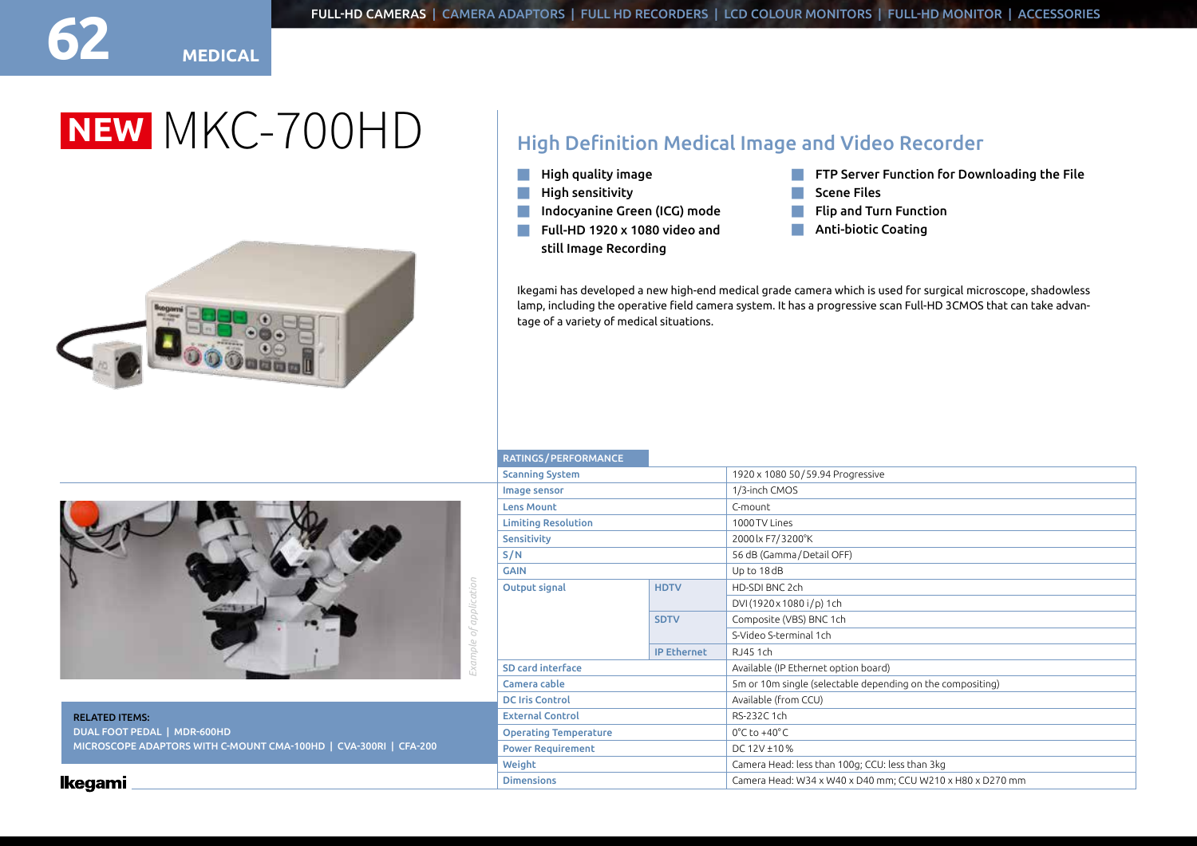# NEW MKC-700HD

## High Definition Medical Image and Video Recorder

- High quality image
- High sensitivity
- Indocyanine Green (ICG) mode
- Full-HD 1920 x 1080 video and still Image Recording
- FTP Server Function for Downloading the File
- Scene Files
- Flip and Turn Function
- Anti-biotic Coating

Ikegami has developed a new high-end medical grade camera which is used for surgical microscope, shadowless lamp, including the operative field camera system. It has a progressive scan Full-HD 3CMOS that can take advantage of a variety of medical situations.

*Example of application*

| RATINGS/PERFORMANCE | | |
|---|---|---|
| Scanning System | | 1920 x 1080 50/59.94 Progressive |
| Image sensor | | 1/3-inch CMOS |
| Lens Mount | | C-mount |
| Limiting Resolution | | 1000 TV Lines |
| Sensitivity | | 2000 lx F7/3200°K |
| S/N | | 56 dB (Gamma/Detail OFF) |
| GAIN | | Up to 18 dB |
| Output signal | HDTV | HD-SDI BNC 2ch |
| | | DVI (1920 x 1080 i/p) 1ch |
| | SDTV | Composite (VBS) BNC 1ch |
| | | S-Video S-terminal 1ch |
| | IP Ethernet | RJ45 1ch |
| SD card interface | | Available (IP Ethernet option board) |
| Camera cable | | 5m or 10m single (selectable depending on the compositing) |
| DC Iris Control | | Available (from CCU) |
| External Control | | RS-232C 1ch |
| Operating Temperature | | 0°C to +40°C |
| Power Requirement | | DC 12V ±10% |
| Weight | | Camera Head: less than 100g; CCU: less than 3kg |
| Dimensions | | Camera Head: W34 x W40 x D40 mm; CCU W210 x H80 x D270 mm |

RELATED ITEMS:
DUAL FOOT PEDAL | MDR-600HD
MICROSCOPE ADAPTORS WITH C-MOUNT CMA-100HD | CVA-300RI | CFA-200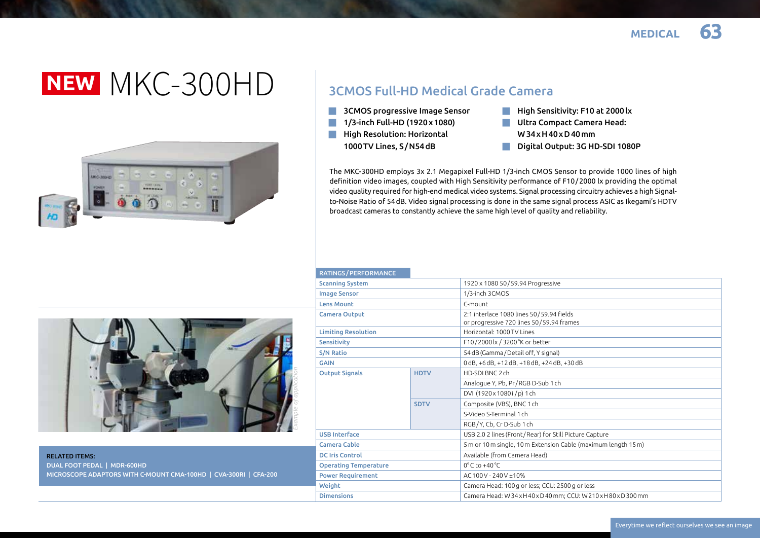# NEW MKC-300HD

## 3CMOS Full-HD Medical Grade Camera

- 3CMOS progressive Image Sensor
- 1/3-inch Full-HD (1920 x 1080)
- High Resolution: Horizontal 1000 TV Lines, S/N 54 dB
- High Sensitivity: F10 at 2000 lx
- Ultra Compact Camera Head: W 34 x H 40 x D 40 mm
- Digital Output: 3G HD-SDI 1080P

The MKC-300HD employs 3x 2.1 Megapixel Full-HD 1/3-inch CMOS Sensor to provide 1000 lines of high definition video images, coupled with High Sensitivity performance of F10/2000 lx providing the optimal video quality required for high-end medical video systems. Signal processing circuitry achieves a high Signal-to-Noise Ratio of 54 dB. Video signal processing is done in the same signal process ASIC as Ikegami's HDTV broadcast cameras to constantly achieve the same high level of quality and reliability.

*Example of application*

**RELATED ITEMS:**
DUAL FOOT PEDAL | MDR-600HD
MICROSCOPE ADAPTORS WITH C-MOUNT CMA-100HD | CVA-300RI | CFA-200

| RATINGS/PERFORMANCE | | |
|---|---|---|
| Scanning System | | 1920 x 1080 50/59.94 Progressive |
| Image Sensor | | 1/3-inch 3CMOS |
| Lens Mount | | C-mount |
| Camera Output | | 2:1 interlace 1080 lines 50/59.94 fields<br>or progressive 720 lines 50/59.94 frames |
| Limiting Resolution | | Horizontal: 1000 TV Lines |
| Sensitivity | | F10/2000 lx / 3200°K or better |
| S/N Ratio | | 54 dB (Gamma/Detail off, Y signal) |
| GAIN | | 0 dB, +6 dB, +12 dB, +18 dB, +24 dB, +30 dB |
| Output Signals | HDTV | HD-SDI BNC 2 ch |
| | | Analogue Y, Pb, Pr/RGB D-Sub 1 ch |
| | | DVI (1920 x 1080 i/p) 1 ch |
| | SDTV | Composite (VBS), BNC 1 ch |
| | | S-Video S-Terminal 1 ch |
| | | RGB/Y, Cb, Cr D-Sub 1 ch |
| USB Interface | | USB 2.0 2 lines (Front/Rear) for Still Picture Capture |
| Camera Cable | | 5 m or 10 m single, 10 m Extension Cable (maximum length 15 m) |
| DC Iris Control | | Available (from Camera Head) |
| Operating Temperature | | 0°C to +40°C |
| Power Requirement | | AC 100 V - 240 V ±10% |
| Weight | | Camera Head: 100 g or less; CCU: 2500 g or less |
| Dimensions | | Camera Head: W 34 x H 40 x D 40 mm; CCU: W 210 x H 80 x D 300 mm |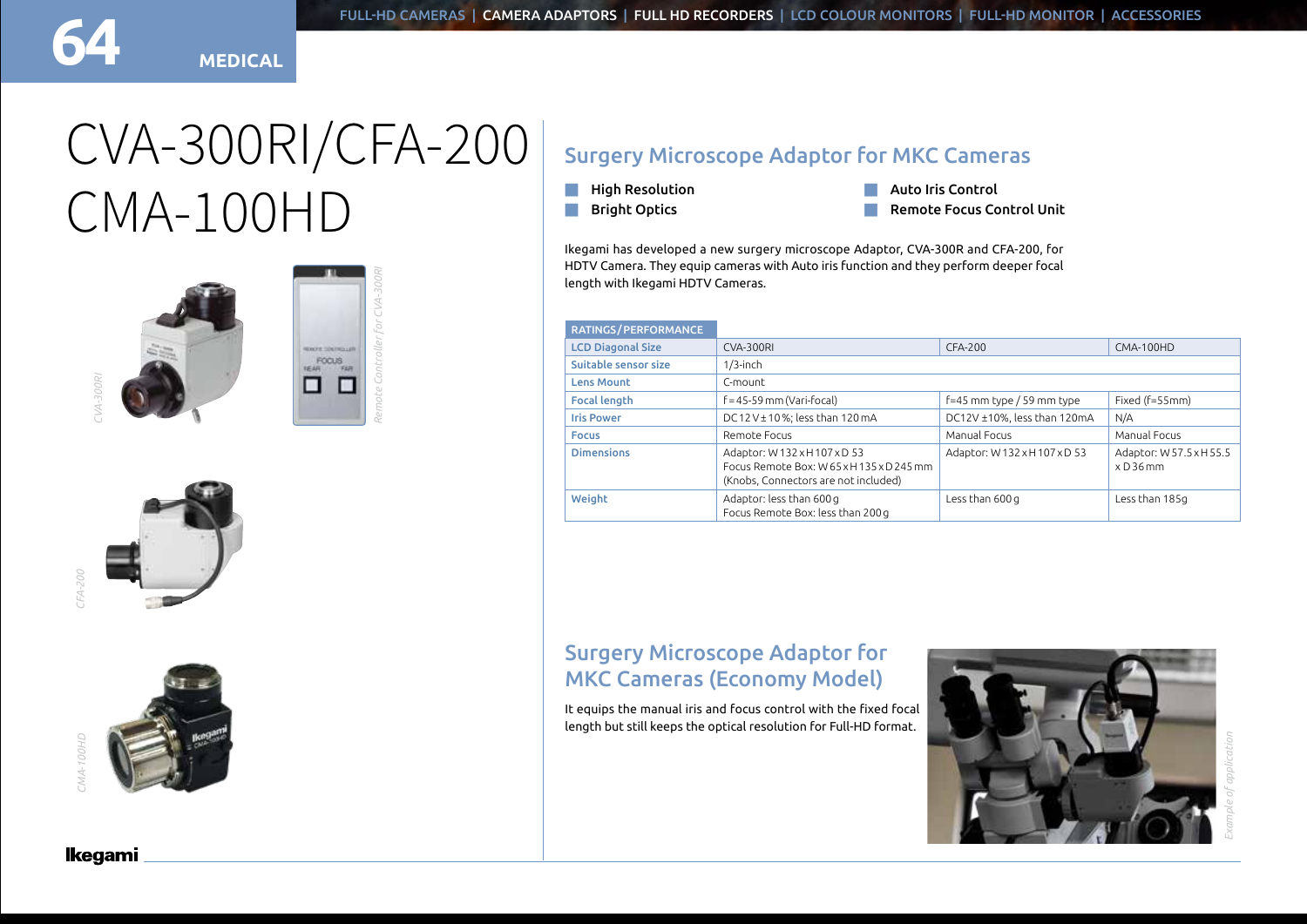# CVA-300RI/CFA-200 CMA-100HD

CVA-300RI

Remote Controller for CVA-300RI

CFA-200

CMA-100HD

## Surgery Microscope Adaptor for MKC Cameras

- High Resolution
- Bright Optics
- Auto Iris Control
- Remote Focus Control Unit

Ikegami has developed a new surgery microscope Adaptor, CVA-300R and CFA-200, for HDTV Camera. They equip cameras with Auto iris function and they perform deeper focal length with Ikegami HDTV Cameras.

| RATINGS/PERFORMANCE | | | |
|---|---|---|---|
| LCD Diagonal Size | CVA-300RI | CFA-200 | CMA-100HD |
| Suitable sensor size | 1/3-inch | | |
| Lens Mount | C-mount | | |
| Focal length | f = 45-59 mm (Vari-focal) | f=45 mm type / 59 mm type | Fixed (f=55mm) |
| Iris Power | DC 12 V ± 10 %; less than 120 mA | DC12V ±10%, less than 120mA | N/A |
| Focus | Remote Focus | Manual Focus | Manual Focus |
| Dimensions | Adaptor: W 132 x H 107 x D 53<br>Focus Remote Box: W 65 x H 135 x D 245 mm<br>(Knobs, Connectors are not included) | Adaptor: W 132 x H 107 x D 53 | Adaptor: W 57.5 x H 55.5 x D 36 mm |
| Weight | Adaptor: less than 600 g<br>Focus Remote Box: less than 200 g | Less than 600 g | Less than 185g |

## Surgery Microscope Adaptor for MKC Cameras (Economy Model)

It equips the manual iris and focus control with the fixed focal length but still keeps the optical resolution for Full-HD format.

Example of application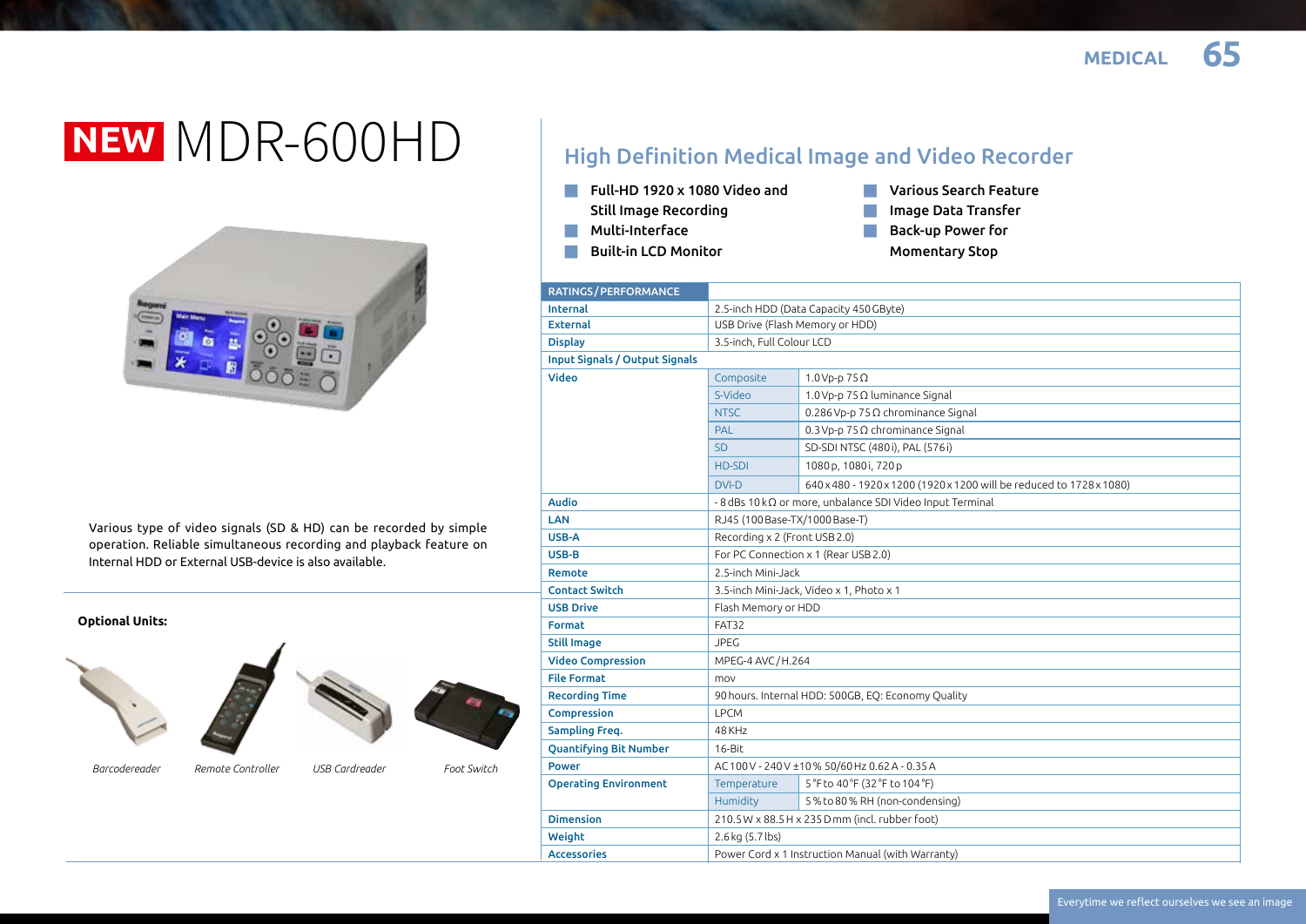# NEW MDR-600HD

Various type of video signals (SD & HD) can be recorded by simple operation. Reliable simultaneous recording and playback feature on Internal HDD or External USB-device is also available.

**Optional Units:**

*Barcodereader* *Remote Controller* *USB Cardreader* *Foot Switch*

## High Definition Medical Image and Video Recorder

- Full-HD 1920 x 1080 Video and Still Image Recording
- Multi-Interface
- Built-in LCD Monitor
- Various Search Feature
- Image Data Transfer
- Back-up Power for Momentary Stop

| RATINGS / PERFORMANCE | | |
|---|---|---|
| Internal | 2.5-inch HDD (Data Capacity 450 GByte) | |
| External | USB Drive (Flash Memory or HDD) | |
| Display | 3.5-inch, Full Colour LCD | |
| Input Signals / Output Signals | | |
| Video | Composite | 1.0 Vp-p 75 Ω |
| | S-Video | 1.0 Vp-p 75 Ω luminance Signal |
| | NTSC | 0.286 Vp-p 75 Ω chrominance Signal |
| | PAL | 0.3 Vp-p 75 Ω chrominance Signal |
| | SD | SD-SDI NTSC (480 i), PAL (576 i) |
| | HD-SDI | 1080 p, 1080i, 720 p |
| | DVI-D | 640 x 480 - 1920 x 1200 (1920 x 1200 will be reduced to 1728 x 1080) |
| Audio | - 8 dBs 10 k Ω or more, unbalance SDI Video Input Terminal | |
| LAN | RJ45 (100 Base-TX/1000 Base-T) | |
| USB-A | Recording x 2 (Front USB 2.0) | |
| USB-B | For PC Connection x 1 (Rear USB 2.0) | |
| Remote | 2.5-inch Mini-Jack | |
| Contact Switch | 3.5-inch Mini-Jack, Video x 1, Photo x 1 | |
| USB Drive | Flash Memory or HDD | |
| Format | FAT32 | |
| Still Image | JPEG | |
| Video Compression | MPEG-4 AVC / H.264 | |
| File Format | mov | |
| Recording Time | 90 hours. Internal HDD: 500GB, EQ: Economy Quality | |
| Compression | LPCM | |
| Sampling Freq. | 48 KHz | |
| Quantifying Bit Number | 16-Bit | |
| Power | AC 100 V - 240 V ±10 % 50/60 Hz 0.62 A - 0.35 A | |
| Operating Environment | Temperature | 5 °F to 40 °F (32 °F to 104 °F) |
| | Humidity | 5 % to 80 % RH (non-condensing) |
| Dimension | 210.5 W x 88.5 H x 235 D mm (incl. rubber foot) | |
| Weight | 2.6 kg (5.7 lbs) | |
| Accessories | Power Cord x 1 Instruction Manual (with Warranty) | |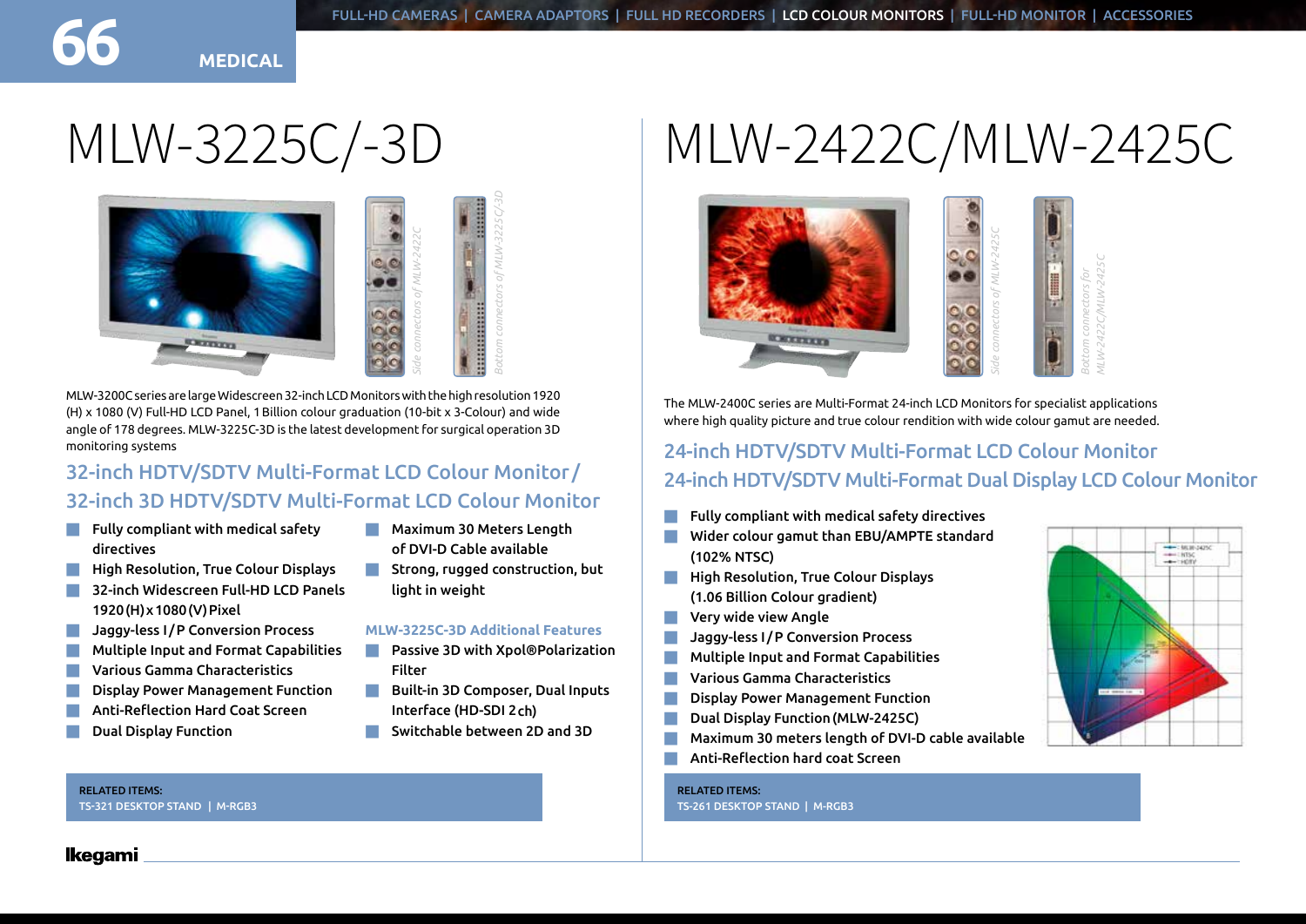# MLW-3225C/-3D

*Side connectors of MLW-2422C*

*Bottom connectors of MLW-3225C/3D*

MLW-3200C series are large Widescreen 32-inch LCD Monitors with the high resolution 1920 (H) x 1080 (V) Full-HD LCD Panel, 1 Billion colour graduation (10-bit x 3-Colour) and wide angle of 178 degrees. MLW-3225C-3D is the latest development for surgical operation 3D monitoring systems

## 32-inch HDTV/SDTV Multi-Format LCD Colour Monitor / 32-inch 3D HDTV/SDTV Multi-Format LCD Colour Monitor

- Fully compliant with medical safety directives
- High Resolution, True Colour Displays
- 32-inch Widescreen Full-HD LCD Panels 1920 (H) x 1080 (V) Pixel
- Jaggy-less I / P Conversion Process
- Multiple Input and Format Capabilities
- Various Gamma Characteristics
- Display Power Management Function
- Anti-Reflection Hard Coat Screen
- Dual Display Function
- Maximum 30 Meters Length of DVI-D Cable available
- Strong, rugged construction, but light in weight

### MLW-3225C-3D Additional Features

- Passive 3D with Xpol®Polarization Filter
- Built-in 3D Composer, Dual Inputs Interface (HD-SDI 2 ch)
- Switchable between 2D and 3D

**RELATED ITEMS:**
TS-321 DESKTOP STAND | M-RGB3

# MLW-2422C/MLW-2425C

*Side connectors of MLW-2425C*

*Bottom connectors for MLW-2422C/MLW-2425C*

The MLW-2400C series are Multi-Format 24-inch LCD Monitors for specialist applications where high quality picture and true colour rendition with wide colour gamut are needed.

## 24-inch HDTV/SDTV Multi-Format LCD Colour Monitor 24-inch HDTV/SDTV Multi-Format Dual Display LCD Colour Monitor

- Fully compliant with medical safety directives
- Wider colour gamut than EBU/AMPTE standard (102% NTSC)
- High Resolution, True Colour Displays (1.06 Billion Colour gradient)
- Very wide view Angle
- Jaggy-less I / P Conversion Process
- Multiple Input and Format Capabilities
- Various Gamma Characteristics
- Display Power Management Function
- Dual Display Function (MLW-2425C)
- Maximum 30 meters length of DVI-D cable available
- Anti-Reflection hard coat Screen

**RELATED ITEMS:**
TS-261 DESKTOP STAND | M-RGB3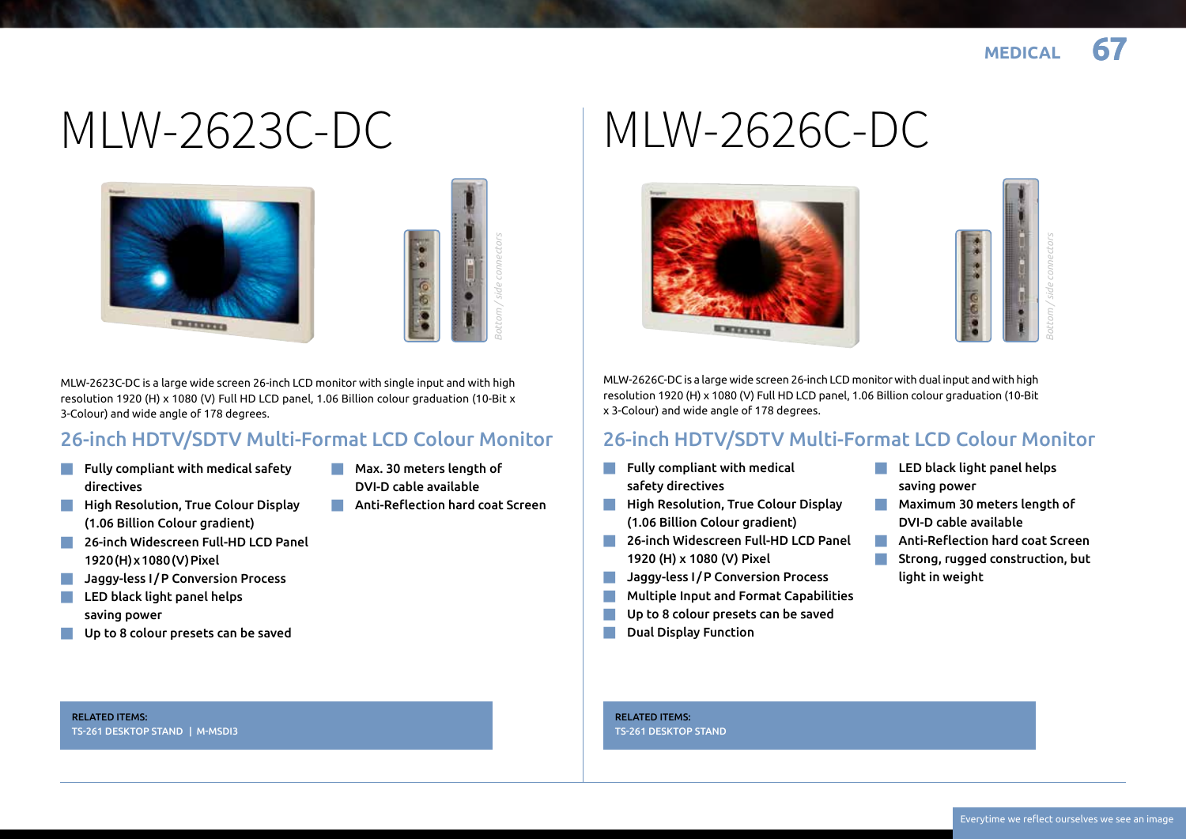# MLW-2623C-DC

*Bottom / side connectors*

MLW-2623C-DC is a large wide screen 26-inch LCD monitor with single input and with high resolution 1920 (H) x 1080 (V) Full HD LCD panel, 1.06 Billion colour graduation (10-Bit x 3-Colour) and wide angle of 178 degrees.

## 26-inch HDTV/SDTV Multi-Format LCD Colour Monitor

- Fully compliant with medical safety directives
- High Resolution, True Colour Display (1.06 Billion Colour gradient)
- 26-inch Widescreen Full-HD LCD Panel 1920(H)x1080(V)Pixel
- Jaggy-less I/P Conversion Process
- LED black light panel helps saving power
- Up to 8 colour presets can be saved
- Max. 30 meters length of DVI-D cable available
- Anti-Reflection hard coat Screen

**RELATED ITEMS:**
TS-261 DESKTOP STAND | M-MSDI3

# MLW-2626C-DC

*Bottom / side connectors*

MLW-2626C-DC is a large wide screen 26-inch LCD monitor with dual input and with high resolution 1920 (H) x 1080 (V) Full HD LCD panel, 1.06 Billion colour graduation (10-Bit x 3-Colour) and wide angle of 178 degrees.

## 26-inch HDTV/SDTV Multi-Format LCD Colour Monitor

- Fully compliant with medical safety directives
- High Resolution, True Colour Display (1.06 Billion Colour gradient)
- 26-inch Widescreen Full-HD LCD Panel 1920 (H) x 1080 (V) Pixel
- Jaggy-less I/P Conversion Process
- Multiple Input and Format Capabilities
- Up to 8 colour presets can be saved
- Dual Display Function
- LED black light panel helps saving power
- Maximum 30 meters length of DVI-D cable available
- Anti-Reflection hard coat Screen
- Strong, rugged construction, but light in weight

**RELATED ITEMS:**
TS-261 DESKTOP STAND

Everytime we reflect ourselves we see an image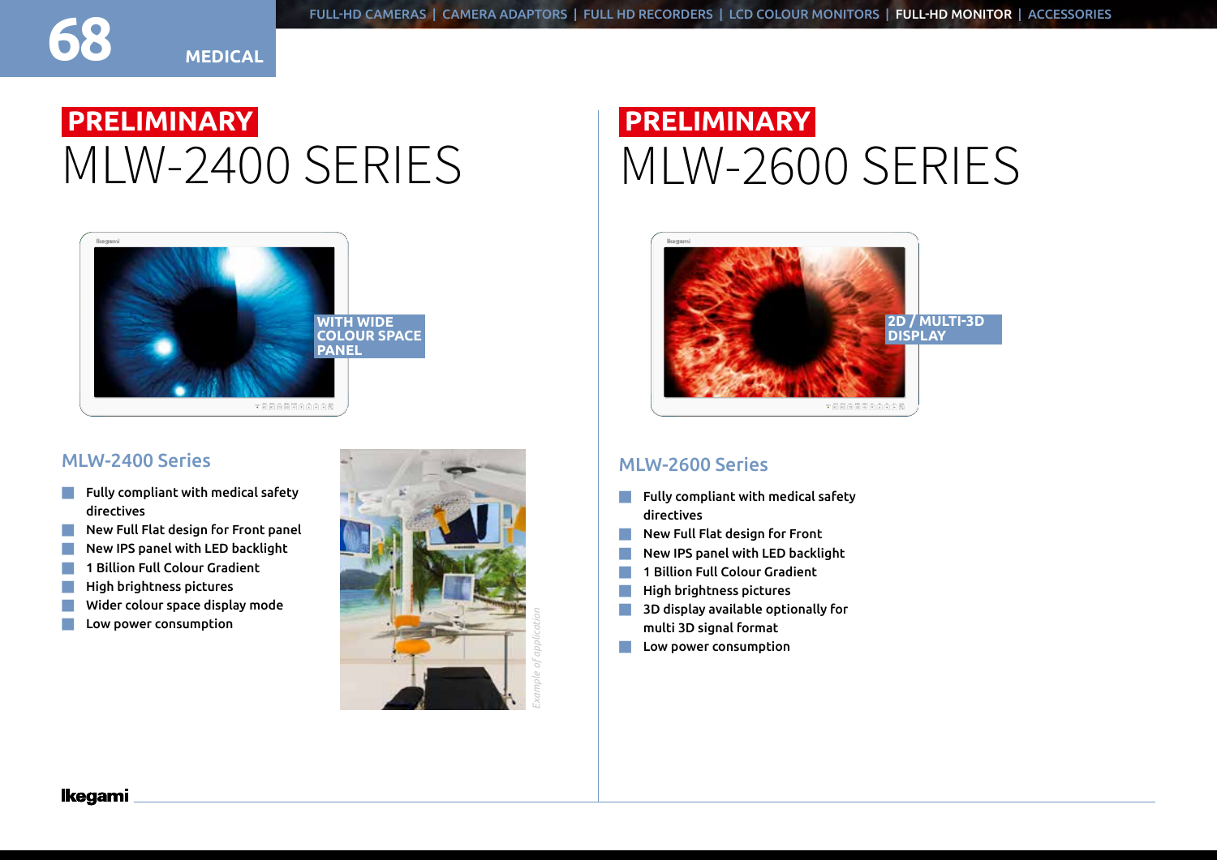**PRELIMINARY**

# MLW-2400 SERIES

WITH WIDE COLOUR SPACE PANEL

## MLW-2400 Series

- Fully compliant with medical safety directives
- New Full Flat design for Front panel
- New IPS panel with LED backlight
- 1 Billion Full Colour Gradient
- High brightness pictures
- Wider colour space display mode
- Low power consumption

*Example of application*

**PRELIMINARY**

# MLW-2600 SERIES

2D / MULTI-3D DISPLAY

## MLW-2600 Series

- Fully compliant with medical safety directives
- New Full Flat design for Front
- New IPS panel with LED backlight
- 1 Billion Full Colour Gradient
- High brightness pictures
- 3D display available optionally for multi 3D signal format
- Low power consumption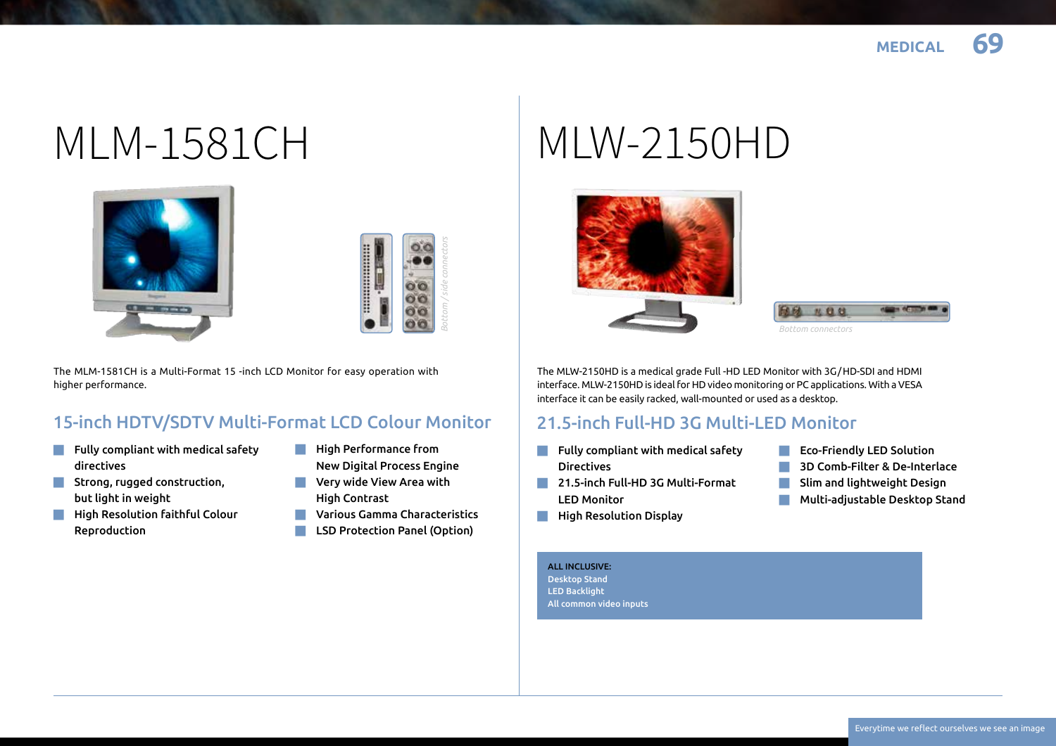# MLM-1581CH

*Bottom / side connectors*

The MLM-1581CH is a Multi-Format 15 -inch LCD Monitor for easy operation with higher performance.

## 15-inch HDTV/SDTV Multi-Format LCD Colour Monitor

- Fully compliant with medical safety directives
- Strong, rugged construction, but light in weight
- High Resolution faithful Colour Reproduction
- High Performance from New Digital Process Engine
- Very wide View Area with High Contrast
- Various Gamma Characteristics
- LSD Protection Panel (Option)

# MLW-2150HD

*Bottom connectors*

The MLW-2150HD is a medical grade Full -HD LED Monitor with 3G/HD-SDI and HDMI interface. MLW-2150HD is ideal for HD video monitoring or PC applications. With a VESA interface it can be easily racked, wall-mounted or used as a desktop.

## 21.5-inch Full-HD 3G Multi-LED Monitor

- Fully compliant with medical safety Directives
- 21.5-inch Full-HD 3G Multi-Format LED Monitor
- High Resolution Display
- Eco-Friendly LED Solution
- 3D Comb-Filter & De-Interlace
- Slim and lightweight Design
- Multi-adjustable Desktop Stand

**ALL INCLUSIVE:**
Desktop Stand
LED Backlight
All common video inputs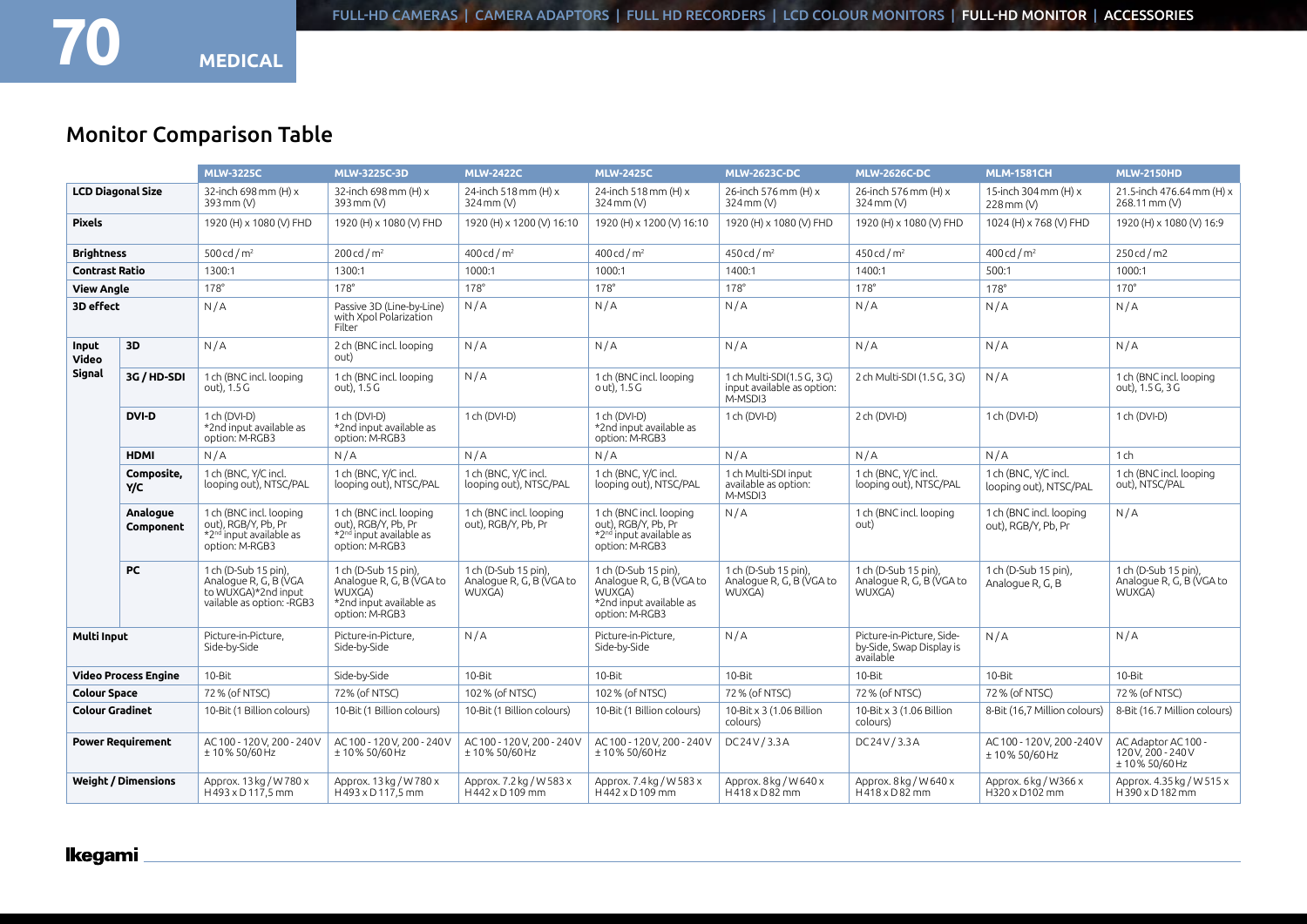## Monitor Comparison Table

| | | MLW-3225C | MLW-3225C-3D | MLW-2422C | MLW-2425C | MLW-2623C-DC | MLW-2626C-DC | MLM-1581CH | MLW-2150HD |
|---|---|---|---|---|---|---|---|---|---|
| **LCD Diagonal Size** | | 32-inch 698 mm (H) x 393 mm (V) | 32-inch 698 mm (H) x 393 mm (V) | 24-inch 518 mm (H) x 324 mm (V) | 24-inch 518 mm (H) x 324 mm (V) | 26-inch 576 mm (H) x 324 mm (V) | 26-inch 576 mm (H) x 324 mm (V) | 15-inch 304 mm (H) x 228 mm (V) | 21.5-inch 476.64 mm (H) x 268.11 mm (V) |
| **Pixels** | | 1920 (H) x 1080 (V) FHD | 1920 (H) x 1080 (V) FHD | 1920 (H) x 1200 (V) 16:10 | 1920 (H) x 1200 (V) 16:10 | 1920 (H) x 1080 (V) FHD | 1920 (H) x 1080 (V) FHD | 1024 (H) x 768 (V) FHD | 1920 (H) x 1080 (V) 16:9 |
| **Brightness** | | 500 cd / m² | 200 cd / m² | 400 cd / m² | 400 cd / m² | 450 cd / m² | 450 cd / m² | 400 cd / m² | 250 cd / m2 |
| **Contrast Ratio** | | 1300:1 | 1300:1 | 1000:1 | 1000:1 | 1400:1 | 1400:1 | 500:1 | 1000:1 |
| **View Angle** | | 178° | 178° | 178° | 178° | 178° | 178° | 178° | 170° |
| **3D effect** | | N/A | Passive 3D (Line-by-Line) with Xpol Polarization Filter | N/A | N/A | N/A | N/A | N/A | N/A |
| **Input Video Signal** | **3D** | N/A | 2 ch (BNC incl. looping out) | N/A | N/A | N/A | N/A | N/A | N/A |
| | **3G / HD-SDI** | 1 ch (BNC incl. looping out), 1.5 G | 1 ch (BNC incl. looping out), 1.5 G | N/A | 1 ch (BNC incl. looping out), 1.5 G | 1 ch Multi-SDI(1.5 G, 3 G) input available as option: M-MSDI3 | 2 ch Multi-SDI (1.5 G, 3 G) | N/A | 1 ch (BNC incl. looping out), 1.5 G, 3 G |
| | **DVI-D** | 1 ch (DVI-D) *2nd input available as option: M-RGB3 | 1 ch (DVI-D) *2nd input available as option: M-RGB3 | 1 ch (DVI-D) | 1 ch (DVI-D) *2nd input available as option: M-RGB3 | 1 ch (DVI-D) | 2 ch (DVI-D) | 1 ch (DVI-D) | 1 ch (DVI-D) |
| | **HDMI** | N/A | N/A | N/A | N/A | N/A | N/A | N/A | 1 ch |
| | **Composite, Y/C** | 1 ch (BNC, Y/C incl. looping out), NTSC/PAL | 1 ch (BNC, Y/C incl. looping out), NTSC/PAL | 1 ch (BNC, Y/C incl. looping out), NTSC/PAL | 1 ch (BNC, Y/C incl. looping out), NTSC/PAL | 1 ch Multi-SDI input available as option: M-MSDI3 | 1 ch (BNC, Y/C incl. looping out), NTSC/PAL | 1 ch (BNC, Y/C incl. looping out), NTSC/PAL | 1 ch (BNC incl. looping out), NTSC/PAL |
| | **Analogue Component** | 1 ch (BNC incl. looping out), RGB/Y, Pb, Pr *2nd input available as option: M-RGB3 | 1 ch (BNC incl. looping out), RGB/Y, Pb, Pr *2nd input available as option: M-RGB3 | 1 ch (BNC incl. looping out), RGB/Y, Pb, Pr | 1 ch (BNC incl. looping out), RGB/Y, Pb, Pr *2nd input available as option: M-RGB3 | N/A | 1 ch (BNC incl. looping out) | 1 ch (BNC incl. looping out), RGB/Y, Pb, Pr | N/A |
| | **PC** | 1 ch (D-Sub 15 pin), Analogue R, G, B (VGA to WUXGA)*2nd input vailable as option: -RGB3 | 1 ch (D-Sub 15 pin), Analogue R, G, B (VGA to WUXGA) *2nd input available as option: M-RGB3 | 1 ch (D-Sub 15 pin), Analogue R, G, B (VGA to WUXGA) | 1 ch (D-Sub 15 pin), Analogue R, G, B (VGA to WUXGA) *2nd input available as option: M-RGB3 | 1 ch (D-Sub 15 pin), Analogue R, G, B (VGA to WUXGA) | 1 ch (D-Sub 15 pin), Analogue R, G, B (VGA to WUXGA) | 1 ch (D-Sub 15 pin), Analogue R, G, B | 1 ch (D-Sub 15 pin), Analogue R, G, B (VGA to WUXGA) |
| **Multi Input** | | Picture-in-Picture, Side-by-Side | Picture-in-Picture, Side-by-Side | N/A | Picture-in-Picture, Side-by-Side | N/A | Picture-in-Picture, Side-by-Side, Swap Display is available | N/A | N/A |
| **Video Process Engine** | | 10-Bit | Side-by-Side | 10-Bit | 10-Bit | 10-Bit | 10-Bit | 10-Bit | 10-Bit |
| **Colour Space** | | 72 % (of NTSC) | 72% (of NTSC) | 102 % (of NTSC) | 102 % (of NTSC) | 72 % (of NTSC) | 72 % (of NTSC) | 72 % (of NTSC) | 72 % (of NTSC) |
| **Colour Gradinet** | | 10-Bit (1 Billion colours) | 10-Bit (1 Billion colours) | 10-Bit (1 Billion colours) | 10-Bit (1 Billion colours) | 10-Bit x 3 (1.06 Billion colours) | 10-Bit x 3 (1.06 Billion colours) | 8-Bit (16,7 Million colours) | 8-Bit (16.7 Million colours) |
| **Power Requirement** | | AC 100 - 120 V, 200 - 240 V ± 10 % 50/60 Hz | AC 100 - 120 V, 200 - 240 V ± 10 % 50/60 Hz | AC 100 - 120 V, 200 - 240 V ± 10 % 50/60 Hz | AC 100 - 120 V, 200 - 240 V ± 10 % 50/60 Hz | DC 24 V / 3.3 A | DC 24 V / 3.3 A | AC 100 - 120 V, 200 -240 V ± 10 % 50/60 Hz | AC Adaptor AC 100 - 120 V, 200 - 240 V ± 10 % 50/60 Hz |
| **Weight / Dimensions** | | Approx. 13 kg / W 780 x H 493 x D 117,5 mm | Approx. 13 kg / W 780 x H 493 x D 117,5 mm | Approx. 7.2 kg / W 583 x H 442 x D 109 mm | Approx. 7.4 kg / W 583 x H 442 x D 109 mm | Approx. 8 kg / W 640 x H 418 x D 82 mm | Approx. 8 kg / W 640 x H 418 x D 82 mm | Approx. 6 kg / W366 x H320 x D102 mm | Approx. 4.35 kg / W 515 x H 390 x D 182 mm |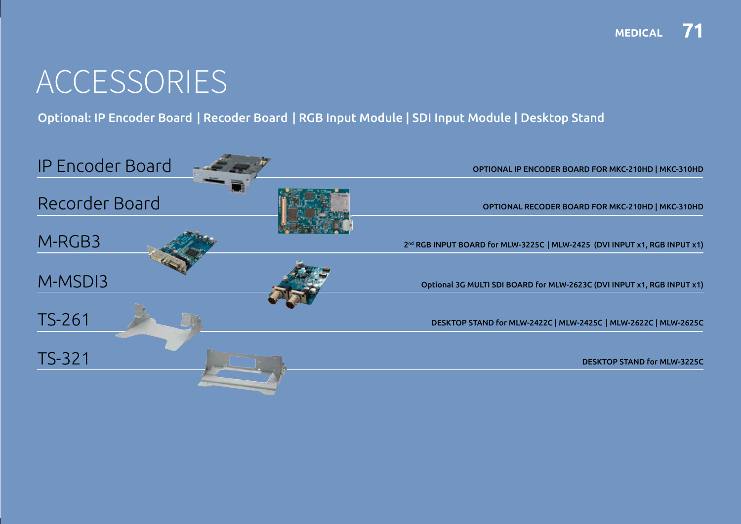# ACCESSORIES

**Optional: IP Encoder Board | Recoder Board | RGB Input Module | SDI Input Module | Desktop Stand**

| | |
|---|---|
| IP Encoder Board | OPTIONAL IP ENCODER BOARD FOR MKC-210HD \| MKC-310HD |
| Recorder Board | OPTIONAL RECODER BOARD FOR MKC-210HD \| MKC-310HD |
| M-RGB3 | 2nd RGB INPUT BOARD for MLW-3225C \| MLW-2425 (DVI INPUT x1, RGB INPUT x1) |
| M-MSDI3 | Optional 3G MULTI SDI BOARD for MLW-2623C (DVI INPUT x1, RGB INPUT x1) |
| TS-261 | DESKTOP STAND for MLW-2422C \| MLW-2425C \| MLW-2622C \| MLW-2625C |
| TS-321 | DESKTOP STAND for MLW-3225C |